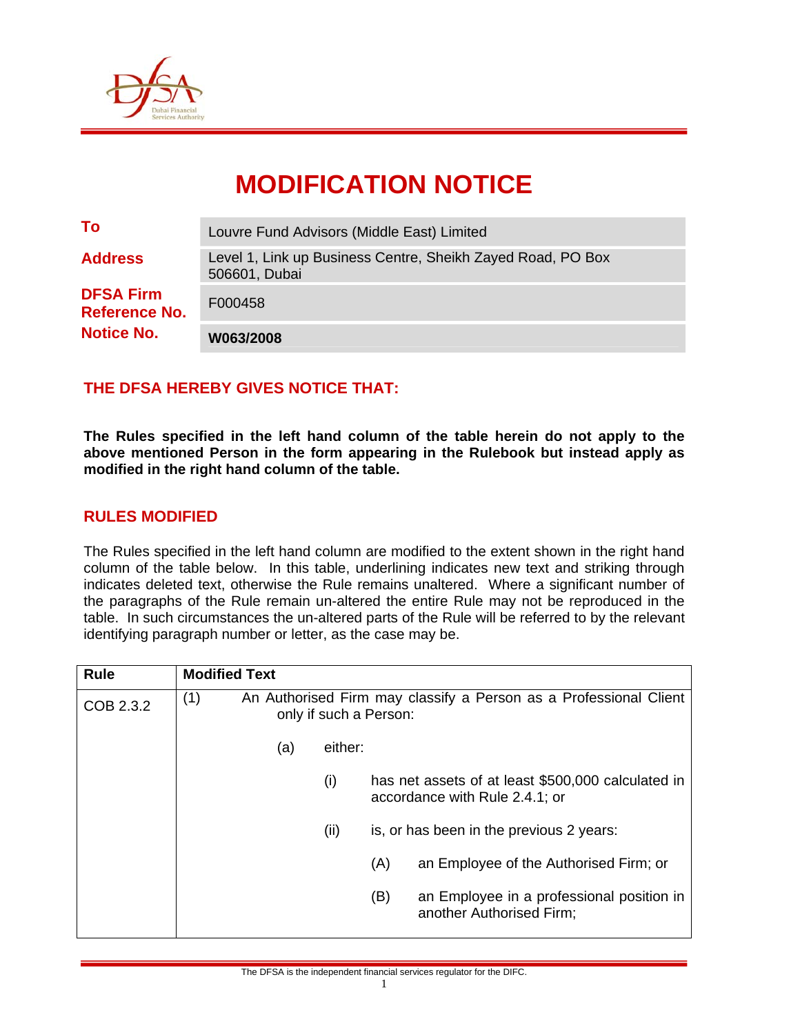# MODIFICATION NOTICE

| | |
|---|---|
| **To** | Louvre Fund Advisors (Middle East) Limited |
| **Address** | Level 1, Link up Business Centre, Sheikh Zayed Road, PO Box 506601, Dubai |
| **DFSA Firm Reference No.** | F000458 |
| **Notice No.** | **W063/2008** |

## THE DFSA HEREBY GIVES NOTICE THAT:

**The Rules specified in the left hand column of the table herein do not apply to the above mentioned Person in the form appearing in the Rulebook but instead apply as modified in the right hand column of the table.**

## RULES MODIFIED

The Rules specified in the left hand column are modified to the extent shown in the right hand column of the table below. In this table, underlining indicates new text and striking through indicates deleted text, otherwise the Rule remains unaltered. Where a significant number of the paragraphs of the Rule remain un-altered the entire Rule may not be reproduced in the table. In such circumstances the un-altered parts of the Rule will be referred to by the relevant identifying paragraph number or letter, as the case may be.

| Rule | Modified Text |
|---|---|
| COB 2.3.2 | (1) An Authorised Firm may classify a Person as a Professional Client only if such a Person:<br><br>(a) either:<br><br>(i) has net assets of at least \$500,000 calculated in accordance with Rule 2.4.1; or<br><br>(ii) is, or has been in the previous 2 years:<br><br>(A) an Employee of the Authorised Firm; or<br><br>(B) an Employee in a professional position in another Authorised Firm; |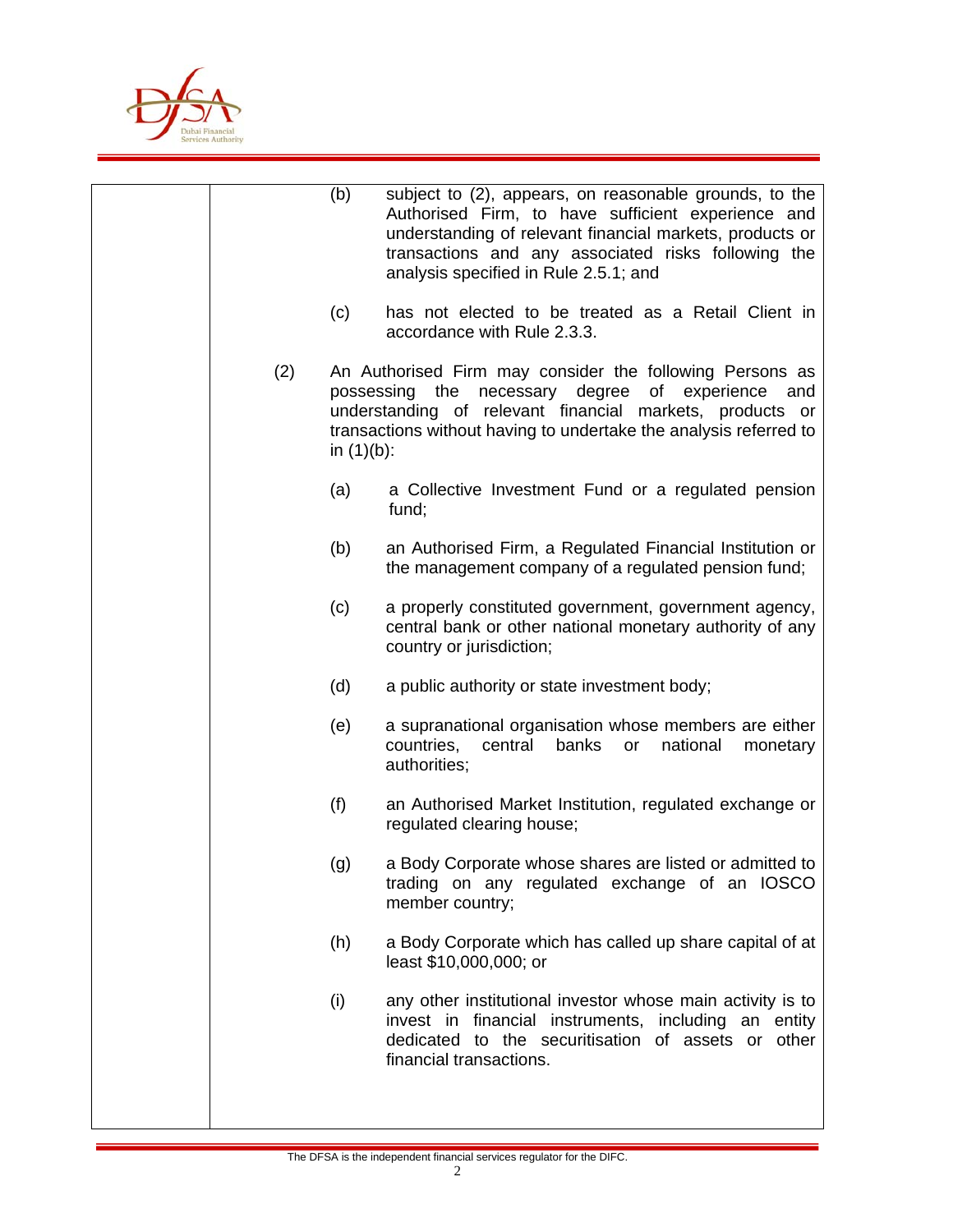(b) subject to (2), appears, on reasonable grounds, to the Authorised Firm, to have sufficient experience and understanding of relevant financial markets, products or transactions and any associated risks following the analysis specified in Rule 2.5.1; and

(c) has not elected to be treated as a Retail Client in accordance with Rule 2.3.3.

(2) An Authorised Firm may consider the following Persons as possessing the necessary degree of experience and understanding of relevant financial markets, products or transactions without having to undertake the analysis referred to in (1)(b):

(a) a Collective Investment Fund or a regulated pension fund;

(b) an Authorised Firm, a Regulated Financial Institution or the management company of a regulated pension fund;

(c) a properly constituted government, government agency, central bank or other national monetary authority of any country or jurisdiction;

(d) a public authority or state investment body;

(e) a supranational organisation whose members are either countries, central banks or national monetary authorities;

(f) an Authorised Market Institution, regulated exchange or regulated clearing house;

(g) a Body Corporate whose shares are listed or admitted to trading on any regulated exchange of an IOSCO member country;

(h) a Body Corporate which has called up share capital of at least $10,000,000; or

(i) any other institutional investor whose main activity is to invest in financial instruments, including an entity dedicated to the securitisation of assets or other financial transactions.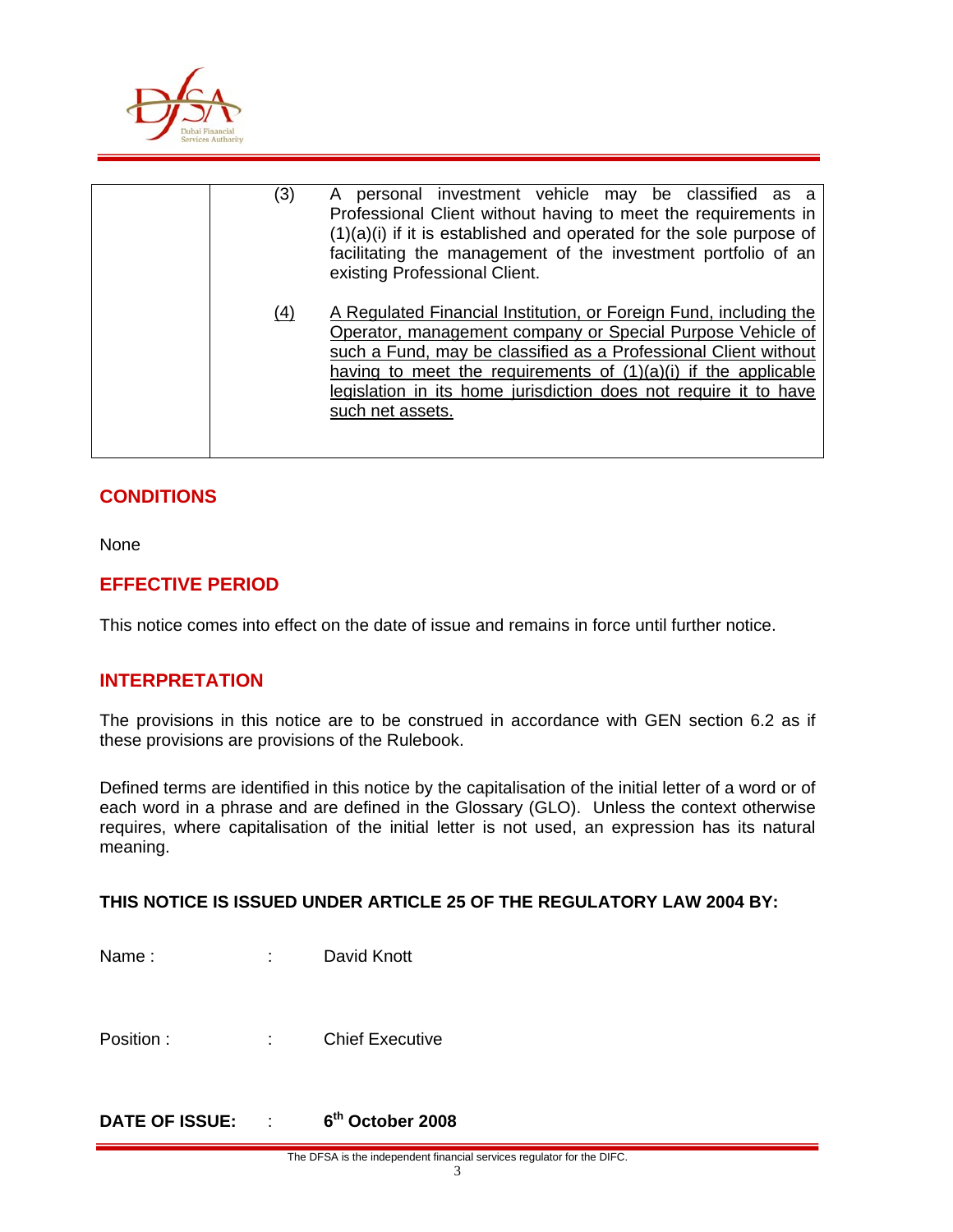| | | |
|---|---|---|
| | (3) | A personal investment vehicle may be classified as a Professional Client without having to meet the requirements in (1)(a)(i) if it is established and operated for the sole purpose of facilitating the management of the investment portfolio of an existing Professional Client. |
| | <u>(4)</u> | <u>A Regulated Financial Institution, or Foreign Fund, including the Operator, management company or Special Purpose Vehicle of such a Fund, may be classified as a Professional Client without having to meet the requirements of (1)(a)(i) if the applicable legislation in its home jurisdiction does not require it to have such net assets.</u> |

## CONDITIONS

None

## EFFECTIVE PERIOD

This notice comes into effect on the date of issue and remains in force until further notice.

## INTERPRETATION

The provisions in this notice are to be construed in accordance with GEN section 6.2 as if these provisions are provisions of the Rulebook.

Defined terms are identified in this notice by the capitalisation of the initial letter of a word or of each word in a phrase and are defined in the Glossary (GLO). Unless the context otherwise requires, where capitalisation of the initial letter is not used, an expression has its natural meaning.

**THIS NOTICE IS ISSUED UNDER ARTICLE 25 OF THE REGULATORY LAW 2004 BY:**

Name : : David Knott

Position : : Chief Executive

**DATE OF ISSUE: : 6th October 2008**

The DFSA is the independent financial services regulator for the DIFC.